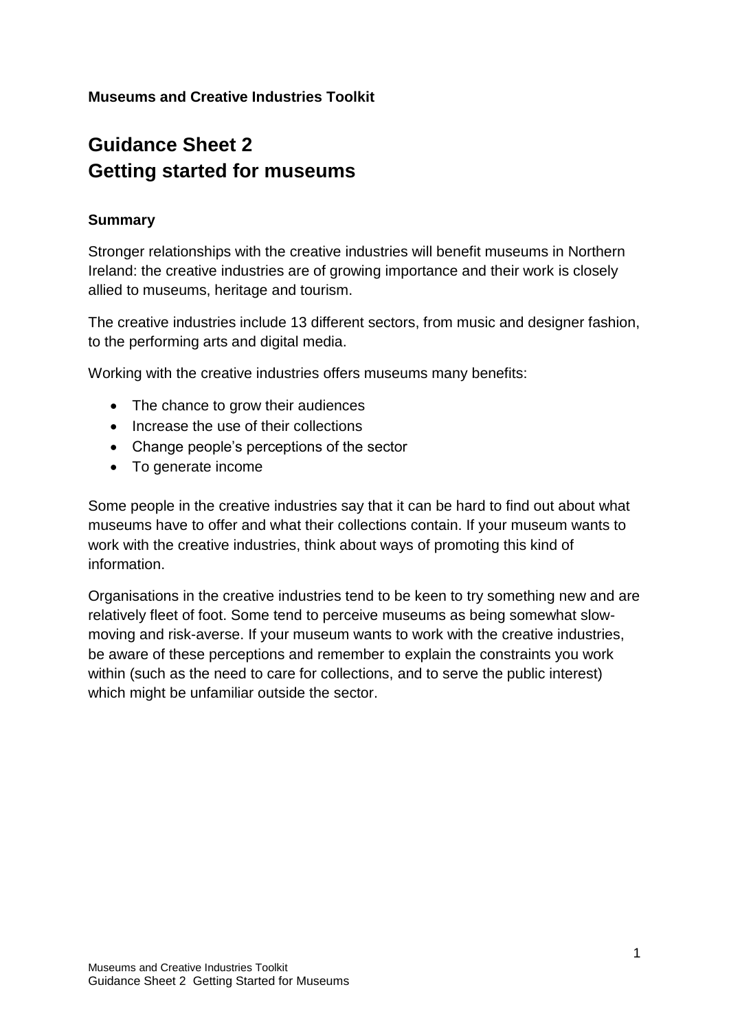**Museums and Creative Industries Toolkit**

# Guidance Sheet 2
# Getting started for museums

### Summary

Stronger relationships with the creative industries will benefit museums in Northern Ireland: the creative industries are of growing importance and their work is closely allied to museums, heritage and tourism.

The creative industries include 13 different sectors, from music and designer fashion, to the performing arts and digital media.

Working with the creative industries offers museums many benefits:

- The chance to grow their audiences
- Increase the use of their collections
- Change people's perceptions of the sector
- To generate income

Some people in the creative industries say that it can be hard to find out about what museums have to offer and what their collections contain. If your museum wants to work with the creative industries, think about ways of promoting this kind of information.

Organisations in the creative industries tend to be keen to try something new and are relatively fleet of foot. Some tend to perceive museums as being somewhat slow-moving and risk-averse. If your museum wants to work with the creative industries, be aware of these perceptions and remember to explain the constraints you work within (such as the need to care for collections, and to serve the public interest) which might be unfamiliar outside the sector.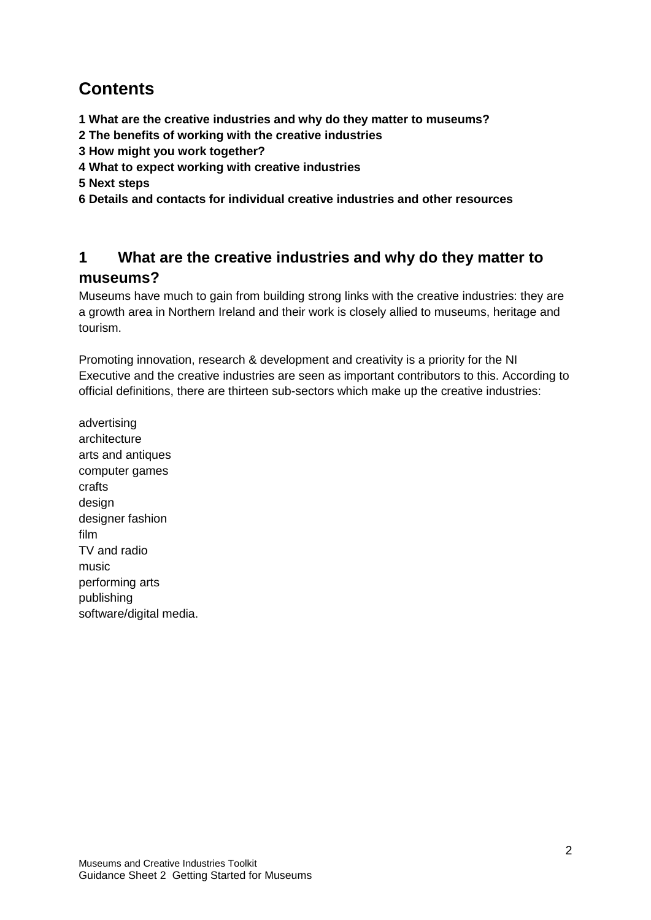## Contents

**1 What are the creative industries and why do they matter to museums?**
**2 The benefits of working with the creative industries**
**3 How might you work together?**
**4 What to expect working with creative industries**
**5 Next steps**
**6 Details and contacts for individual creative industries and other resources**

## 1 What are the creative industries and why do they matter to museums?

Museums have much to gain from building strong links with the creative industries: they are a growth area in Northern Ireland and their work is closely allied to museums, heritage and tourism.

Promoting innovation, research & development and creativity is a priority for the NI Executive and the creative industries are seen as important contributors to this. According to official definitions, there are thirteen sub-sectors which make up the creative industries:

advertising
architecture
arts and antiques
computer games
crafts
design
designer fashion
film
TV and radio
music
performing arts
publishing
software/digital media.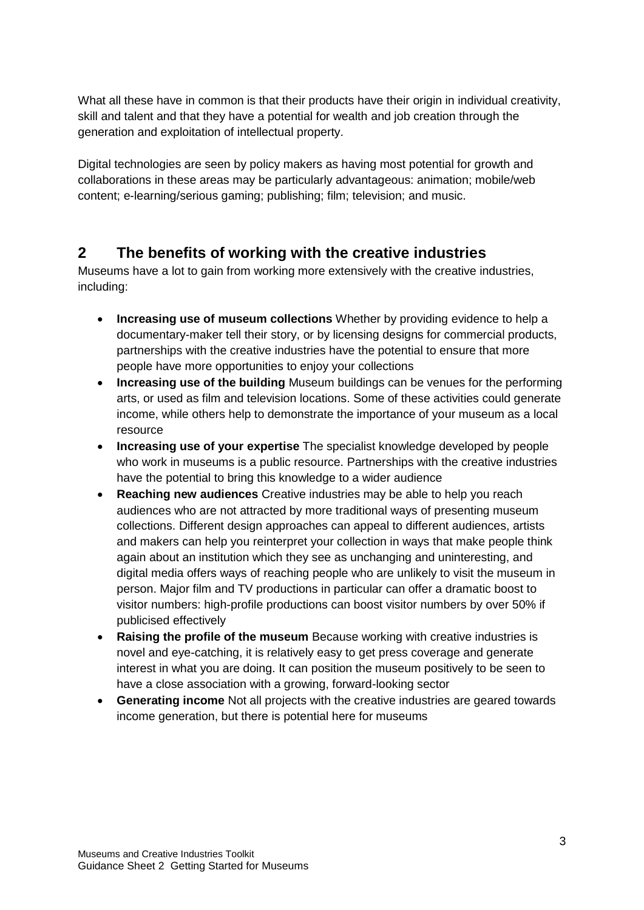What all these have in common is that their products have their origin in individual creativity, skill and talent and that they have a potential for wealth and job creation through the generation and exploitation of intellectual property.

Digital technologies are seen by policy makers as having most potential for growth and collaborations in these areas may be particularly advantageous: animation; mobile/web content; e-learning/serious gaming; publishing; film; television; and music.

## 2 The benefits of working with the creative industries

Museums have a lot to gain from working more extensively with the creative industries, including:

- **Increasing use of museum collections** Whether by providing evidence to help a documentary-maker tell their story, or by licensing designs for commercial products, partnerships with the creative industries have the potential to ensure that more people have more opportunities to enjoy your collections
- **Increasing use of the building** Museum buildings can be venues for the performing arts, or used as film and television locations. Some of these activities could generate income, while others help to demonstrate the importance of your museum as a local resource
- **Increasing use of your expertise** The specialist knowledge developed by people who work in museums is a public resource. Partnerships with the creative industries have the potential to bring this knowledge to a wider audience
- **Reaching new audiences** Creative industries may be able to help you reach audiences who are not attracted by more traditional ways of presenting museum collections. Different design approaches can appeal to different audiences, artists and makers can help you reinterpret your collection in ways that make people think again about an institution which they see as unchanging and uninteresting, and digital media offers ways of reaching people who are unlikely to visit the museum in person. Major film and TV productions in particular can offer a dramatic boost to visitor numbers: high-profile productions can boost visitor numbers by over 50% if publicised effectively
- **Raising the profile of the museum** Because working with creative industries is novel and eye-catching, it is relatively easy to get press coverage and generate interest in what you are doing. It can position the museum positively to be seen to have a close association with a growing, forward-looking sector
- **Generating income** Not all projects with the creative industries are geared towards income generation, but there is potential here for museums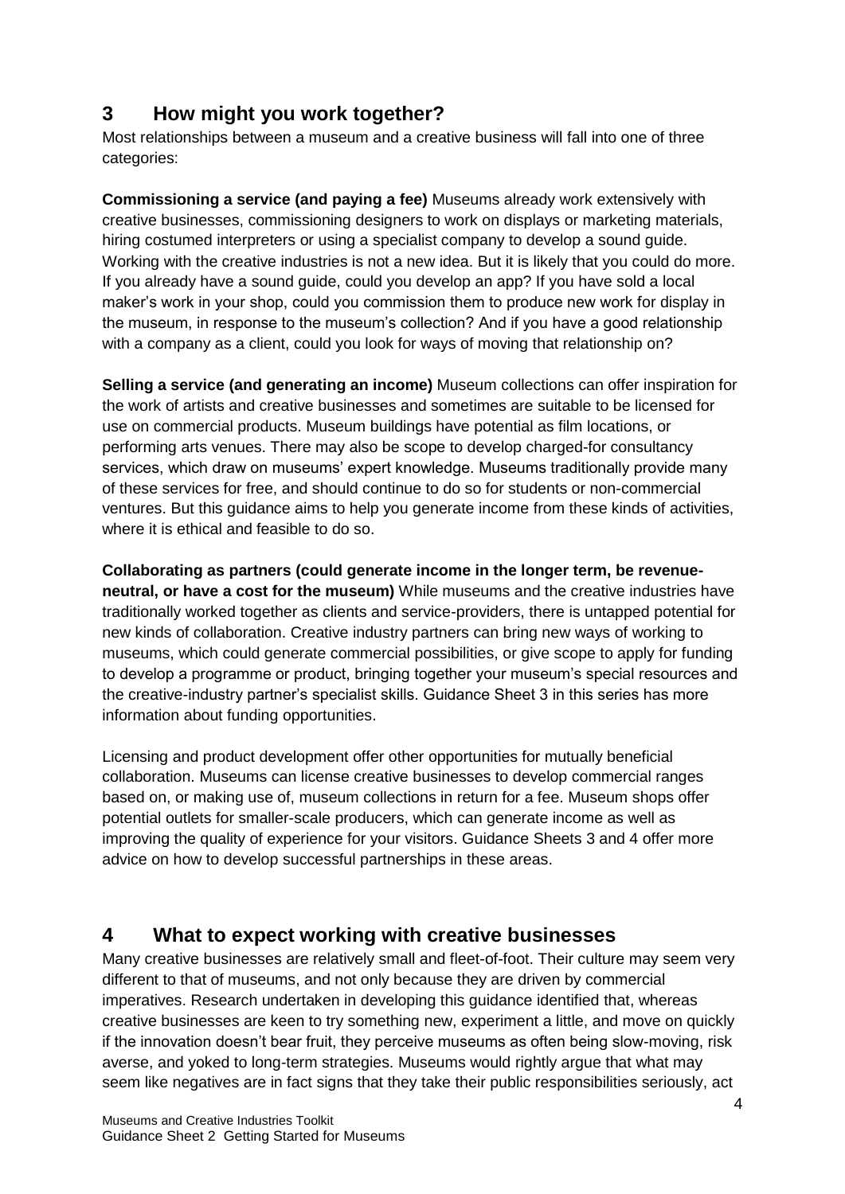## 3 How might you work together?

Most relationships between a museum and a creative business will fall into one of three categories:

**Commissioning a service (and paying a fee)** Museums already work extensively with creative businesses, commissioning designers to work on displays or marketing materials, hiring costumed interpreters or using a specialist company to develop a sound guide. Working with the creative industries is not a new idea. But it is likely that you could do more. If you already have a sound guide, could you develop an app? If you have sold a local maker's work in your shop, could you commission them to produce new work for display in the museum, in response to the museum's collection? And if you have a good relationship with a company as a client, could you look for ways of moving that relationship on?

**Selling a service (and generating an income)** Museum collections can offer inspiration for the work of artists and creative businesses and sometimes are suitable to be licensed for use on commercial products. Museum buildings have potential as film locations, or performing arts venues. There may also be scope to develop charged-for consultancy services, which draw on museums' expert knowledge. Museums traditionally provide many of these services for free, and should continue to do so for students or non-commercial ventures. But this guidance aims to help you generate income from these kinds of activities, where it is ethical and feasible to do so.

**Collaborating as partners (could generate income in the longer term, be revenue-neutral, or have a cost for the museum)** While museums and the creative industries have traditionally worked together as clients and service-providers, there is untapped potential for new kinds of collaboration. Creative industry partners can bring new ways of working to museums, which could generate commercial possibilities, or give scope to apply for funding to develop a programme or product, bringing together your museum's special resources and the creative-industry partner's specialist skills. Guidance Sheet 3 in this series has more information about funding opportunities.

Licensing and product development offer other opportunities for mutually beneficial collaboration. Museums can license creative businesses to develop commercial ranges based on, or making use of, museum collections in return for a fee. Museum shops offer potential outlets for smaller-scale producers, which can generate income as well as improving the quality of experience for your visitors. Guidance Sheets 3 and 4 offer more advice on how to develop successful partnerships in these areas.

## 4 What to expect working with creative businesses

Many creative businesses are relatively small and fleet-of-foot. Their culture may seem very different to that of museums, and not only because they are driven by commercial imperatives. Research undertaken in developing this guidance identified that, whereas creative businesses are keen to try something new, experiment a little, and move on quickly if the innovation doesn't bear fruit, they perceive museums as often being slow-moving, risk averse, and yoked to long-term strategies. Museums would rightly argue that what may seem like negatives are in fact signs that they take their public responsibilities seriously, act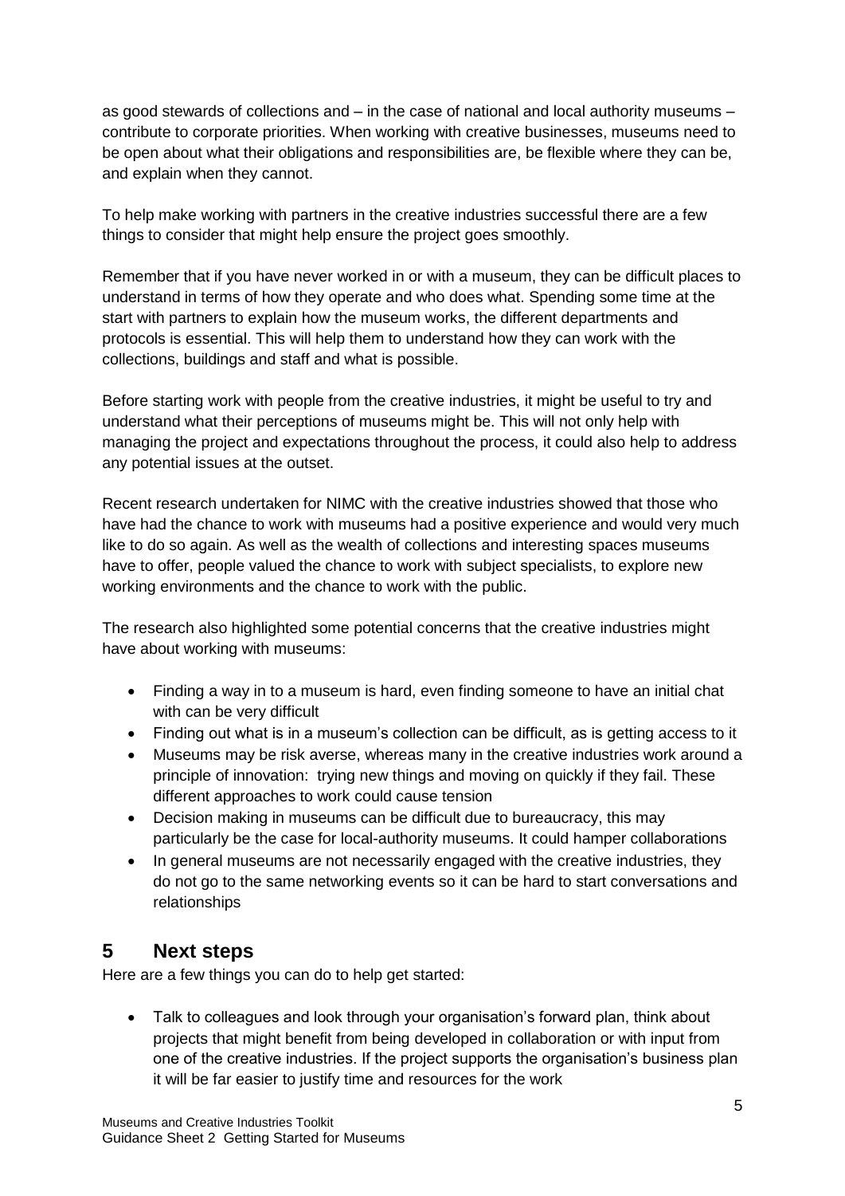as good stewards of collections and – in the case of national and local authority museums – contribute to corporate priorities. When working with creative businesses, museums need to be open about what their obligations and responsibilities are, be flexible where they can be, and explain when they cannot.

To help make working with partners in the creative industries successful there are a few things to consider that might help ensure the project goes smoothly.

Remember that if you have never worked in or with a museum, they can be difficult places to understand in terms of how they operate and who does what. Spending some time at the start with partners to explain how the museum works, the different departments and protocols is essential. This will help them to understand how they can work with the collections, buildings and staff and what is possible.

Before starting work with people from the creative industries, it might be useful to try and understand what their perceptions of museums might be. This will not only help with managing the project and expectations throughout the process, it could also help to address any potential issues at the outset.

Recent research undertaken for NIMC with the creative industries showed that those who have had the chance to work with museums had a positive experience and would very much like to do so again. As well as the wealth of collections and interesting spaces museums have to offer, people valued the chance to work with subject specialists, to explore new working environments and the chance to work with the public.

The research also highlighted some potential concerns that the creative industries might have about working with museums:

- Finding a way in to a museum is hard, even finding someone to have an initial chat with can be very difficult
- Finding out what is in a museum's collection can be difficult, as is getting access to it
- Museums may be risk averse, whereas many in the creative industries work around a principle of innovation: trying new things and moving on quickly if they fail. These different approaches to work could cause tension
- Decision making in museums can be difficult due to bureaucracy, this may particularly be the case for local-authority museums. It could hamper collaborations
- In general museums are not necessarily engaged with the creative industries, they do not go to the same networking events so it can be hard to start conversations and relationships

## 5 Next steps

Here are a few things you can do to help get started:

- Talk to colleagues and look through your organisation's forward plan, think about projects that might benefit from being developed in collaboration or with input from one of the creative industries. If the project supports the organisation's business plan it will be far easier to justify time and resources for the work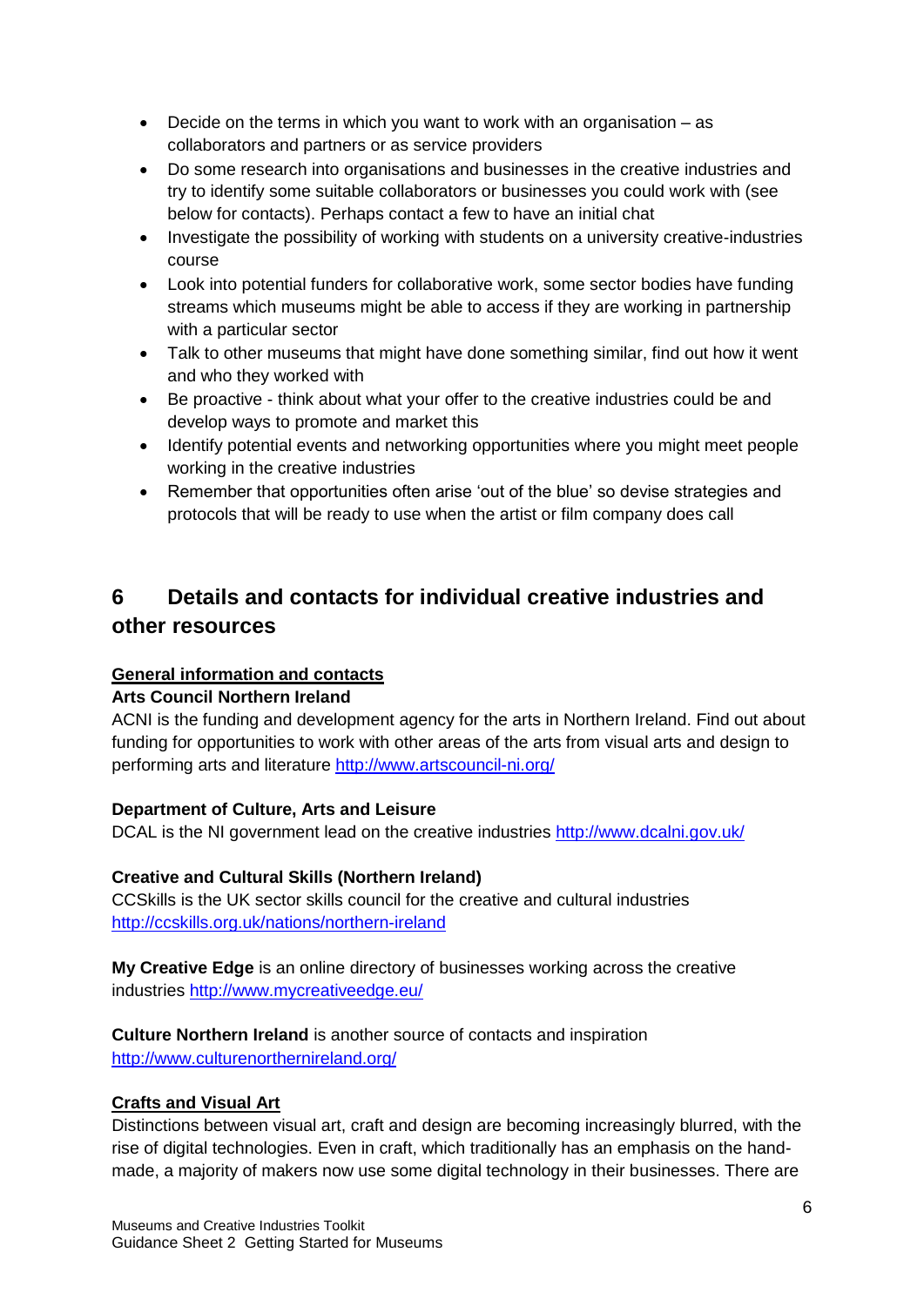- Decide on the terms in which you want to work with an organisation – as collaborators and partners or as service providers
- Do some research into organisations and businesses in the creative industries and try to identify some suitable collaborators or businesses you could work with (see below for contacts). Perhaps contact a few to have an initial chat
- Investigate the possibility of working with students on a university creative-industries course
- Look into potential funders for collaborative work, some sector bodies have funding streams which museums might be able to access if they are working in partnership with a particular sector
- Talk to other museums that might have done something similar, find out how it went and who they worked with
- Be proactive - think about what your offer to the creative industries could be and develop ways to promote and market this
- Identify potential events and networking opportunities where you might meet people working in the creative industries
- Remember that opportunities often arise 'out of the blue' so devise strategies and protocols that will be ready to use when the artist or film company does call

## 6 Details and contacts for individual creative industries and other resources

**General information and contacts**

**Arts Council Northern Ireland**

ACNI is the funding and development agency for the arts in Northern Ireland. Find out about funding for opportunities to work with other areas of the arts from visual arts and design to performing arts and literature http://www.artscouncil-ni.org/

**Department of Culture, Arts and Leisure**

DCAL is the NI government lead on the creative industries http://www.dcalni.gov.uk/

**Creative and Cultural Skills (Northern Ireland)**

CCSkills is the UK sector skills council for the creative and cultural industries http://ccskills.org.uk/nations/northern-ireland

**My Creative Edge** is an online directory of businesses working across the creative industries http://www.mycreativeedge.eu/

**Culture Northern Ireland** is another source of contacts and inspiration http://www.culturenorthernireland.org/

**Crafts and Visual Art**

Distinctions between visual art, craft and design are becoming increasingly blurred, with the rise of digital technologies. Even in craft, which traditionally has an emphasis on the hand-made, a majority of makers now use some digital technology in their businesses. There are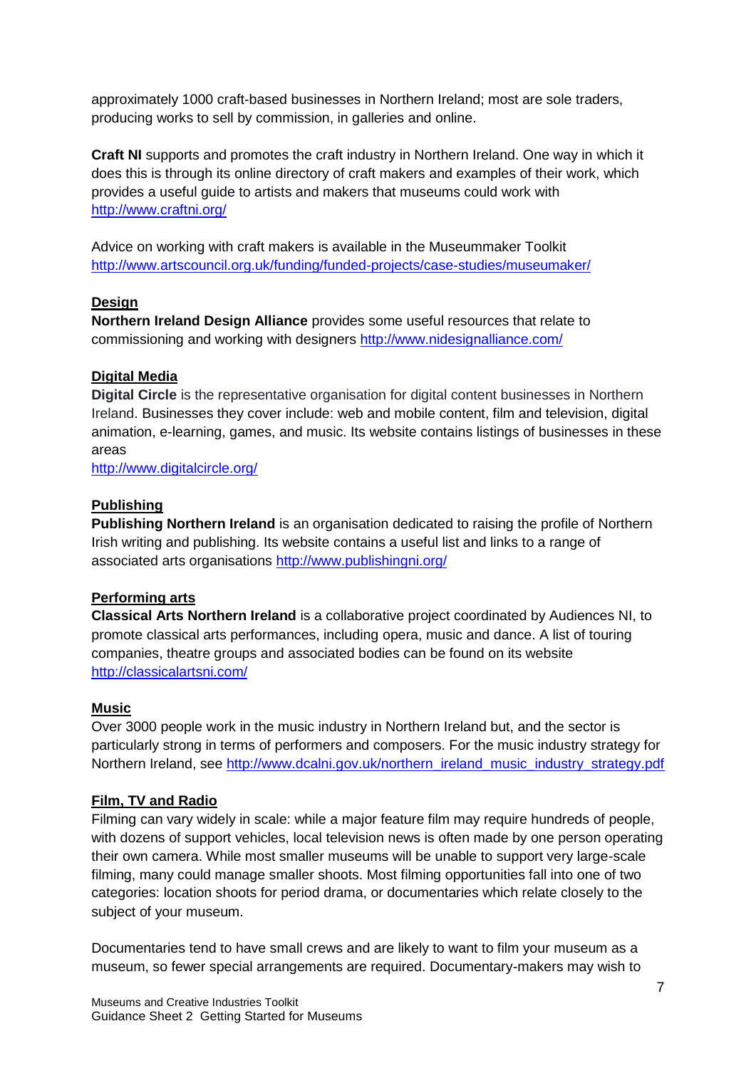approximately 1000 craft-based businesses in Northern Ireland; most are sole traders, producing works to sell by commission, in galleries and online.

**Craft NI** supports and promotes the craft industry in Northern Ireland. One way in which it does this is through its online directory of craft makers and examples of their work, which provides a useful guide to artists and makers that museums could work with http://www.craftni.org/

Advice on working with craft makers is available in the Museummaker Toolkit http://www.artscouncil.org.uk/funding/funded-projects/case-studies/museumaker/

**Design**

**Northern Ireland Design Alliance** provides some useful resources that relate to commissioning and working with designers http://www.nidesignalliance.com/

**Digital Media**

**Digital Circle** is the representative organisation for digital content businesses in Northern Ireland. Businesses they cover include: web and mobile content, film and television, digital animation, e-learning, games, and music. Its website contains listings of businesses in these areas

http://www.digitalcircle.org/

**Publishing**

**Publishing Northern Ireland** is an organisation dedicated to raising the profile of Northern Irish writing and publishing. Its website contains a useful list and links to a range of associated arts organisations http://www.publishingni.org/

**Performing arts**

**Classical Arts Northern Ireland** is a collaborative project coordinated by Audiences NI, to promote classical arts performances, including opera, music and dance. A list of touring companies, theatre groups and associated bodies can be found on its website http://classicalartsni.com/

**Music**

Over 3000 people work in the music industry in Northern Ireland but, and the sector is particularly strong in terms of performers and composers. For the music industry strategy for Northern Ireland, see http://www.dcalni.gov.uk/northern_ireland_music_industry_strategy.pdf

**Film, TV and Radio**

Filming can vary widely in scale: while a major feature film may require hundreds of people, with dozens of support vehicles, local television news is often made by one person operating their own camera. While most smaller museums will be unable to support very large-scale filming, many could manage smaller shoots. Most filming opportunities fall into one of two categories: location shoots for period drama, or documentaries which relate closely to the subject of your museum.

Documentaries tend to have small crews and are likely to want to film your museum as a museum, so fewer special arrangements are required. Documentary-makers may wish to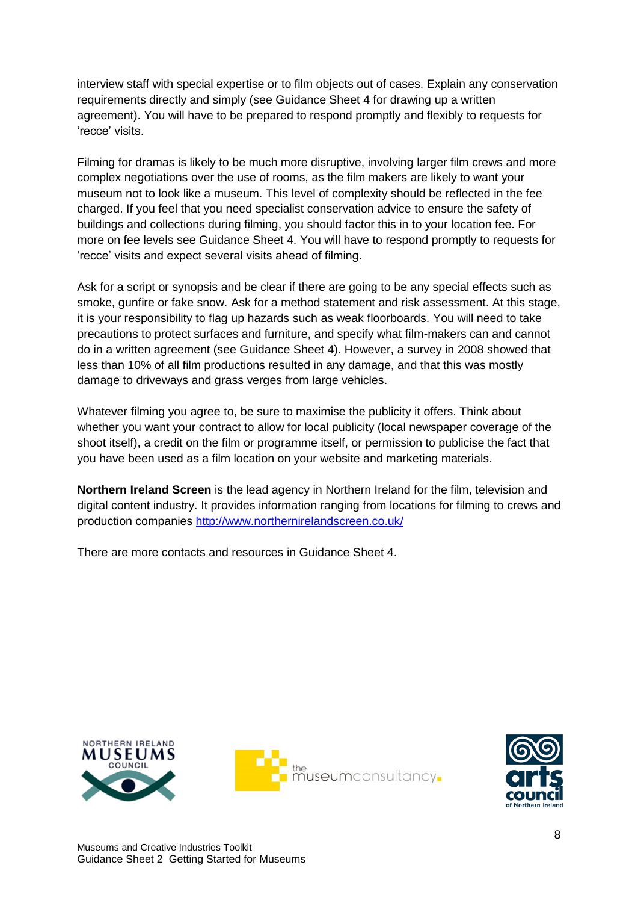interview staff with special expertise or to film objects out of cases. Explain any conservation requirements directly and simply (see Guidance Sheet 4 for drawing up a written agreement). You will have to be prepared to respond promptly and flexibly to requests for 'recce' visits.

Filming for dramas is likely to be much more disruptive, involving larger film crews and more complex negotiations over the use of rooms, as the film makers are likely to want your museum not to look like a museum. This level of complexity should be reflected in the fee charged. If you feel that you need specialist conservation advice to ensure the safety of buildings and collections during filming, you should factor this in to your location fee. For more on fee levels see Guidance Sheet 4. You will have to respond promptly to requests for 'recce' visits and expect several visits ahead of filming.

Ask for a script or synopsis and be clear if there are going to be any special effects such as smoke, gunfire or fake snow. Ask for a method statement and risk assessment. At this stage, it is your responsibility to flag up hazards such as weak floorboards. You will need to take precautions to protect surfaces and furniture, and specify what film-makers can and cannot do in a written agreement (see Guidance Sheet 4). However, a survey in 2008 showed that less than 10% of all film productions resulted in any damage, and that this was mostly damage to driveways and grass verges from large vehicles.

Whatever filming you agree to, be sure to maximise the publicity it offers. Think about whether you want your contract to allow for local publicity (local newspaper coverage of the shoot itself), a credit on the film or programme itself, or permission to publicise the fact that you have been used as a film location on your website and marketing materials.

**Northern Ireland Screen** is the lead agency in Northern Ireland for the film, television and digital content industry. It provides information ranging from locations for filming to crews and production companies http://www.northernirelandscreen.co.uk/

There are more contacts and resources in Guidance Sheet 4.